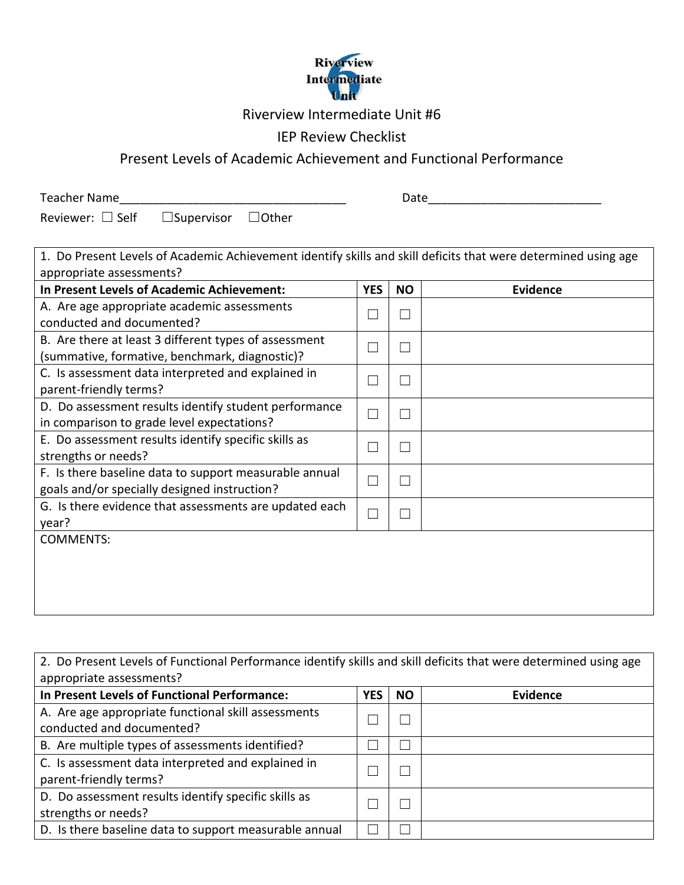Riverview Intermediate Unit #6

IEP Review Checklist

Present Levels of Academic Achievement and Functional Performance

Teacher Name___________________________________ Date__________________________

Reviewer: ☐ Self ☐Supervisor ☐Other

| 1. Do Present Levels of Academic Achievement identify skills and skill deficits that were determined using age appropriate assessments? | | | |
|---|---|---|---|
| **In Present Levels of Academic Achievement:** | **YES** | **NO** | **Evidence** |
| A. Are age appropriate academic assessments conducted and documented? | ☐ | ☐ | |
| B. Are there at least 3 different types of assessment (summative, formative, benchmark, diagnostic)? | ☐ | ☐ | |
| C. Is assessment data interpreted and explained in parent-friendly terms? | ☐ | ☐ | |
| D. Do assessment results identify student performance in comparison to grade level expectations? | ☐ | ☐ | |
| E. Do assessment results identify specific skills as strengths or needs? | ☐ | ☐ | |
| F. Is there baseline data to support measurable annual goals and/or specially designed instruction? | ☐ | ☐ | |
| G. Is there evidence that assessments are updated each year? | ☐ | ☐ | |
| COMMENTS: | | | |

| 2. Do Present Levels of Functional Performance identify skills and skill deficits that were determined using age appropriate assessments? | | | |
|---|---|---|---|
| **In Present Levels of Functional Performance:** | **YES** | **NO** | **Evidence** |
| A. Are age appropriate functional skill assessments conducted and documented? | ☐ | ☐ | |
| B. Are multiple types of assessments identified? | ☐ | ☐ | |
| C. Is assessment data interpreted and explained in parent-friendly terms? | ☐ | ☐ | |
| D. Do assessment results identify specific skills as strengths or needs? | ☐ | ☐ | |
| D. Is there baseline data to support measurable annual | ☐ | ☐ | |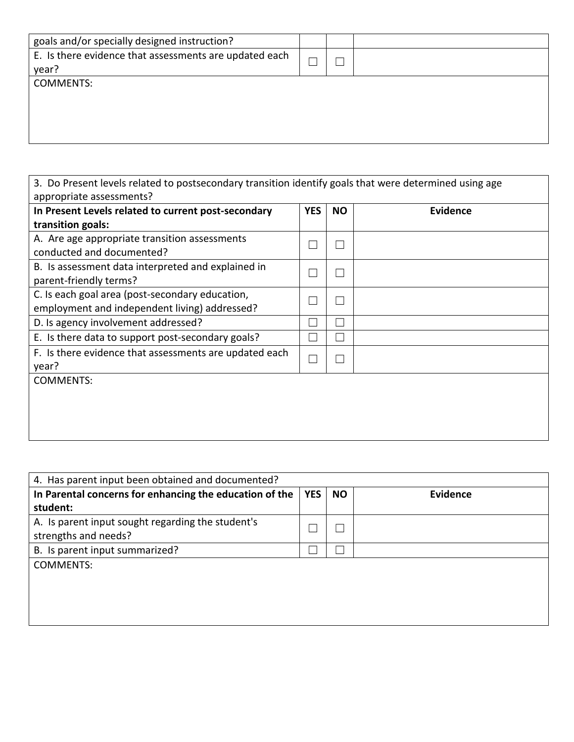| goals and/or specially designed instruction? | | | |
|---|---|---|---|
| E. Is there evidence that assessments are updated each year? | ☐ | ☐ | |
| COMMENTS: | | | |

| 3. Do Present levels related to postsecondary transition identify goals that were determined using age appropriate assessments? | | | |
|---|---|---|---|
| **In Present Levels related to current post-secondary transition goals:** | **YES** | **NO** | **Evidence** |
| A. Are age appropriate transition assessments conducted and documented? | ☐ | ☐ | |
| B. Is assessment data interpreted and explained in parent-friendly terms? | ☐ | ☐ | |
| C. Is each goal area (post-secondary education, employment and independent living) addressed? | ☐ | ☐ | |
| D. Is agency involvement addressed? | ☐ | ☐ | |
| E. Is there data to support post-secondary goals? | ☐ | ☐ | |
| F. Is there evidence that assessments are updated each year? | ☐ | ☐ | |
| COMMENTS: | | | |

| 4. Has parent input been obtained and documented? | | | |
|---|---|---|---|
| **In Parental concerns for enhancing the education of the student:** | **YES** | **NO** | **Evidence** |
| A. Is parent input sought regarding the student's strengths and needs? | ☐ | ☐ | |
| B. Is parent input summarized? | ☐ | ☐ | |
| COMMENTS: | | | |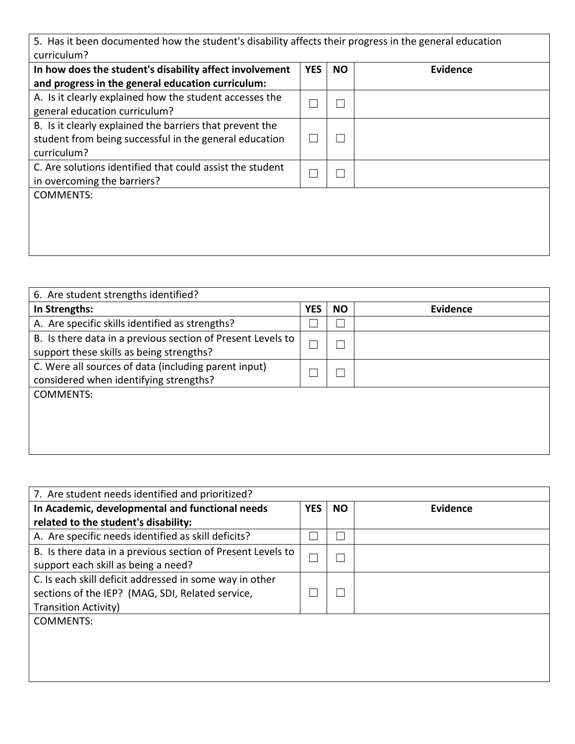| 5. Has it been documented how the student's disability affects their progress in the general education curriculum? | | | |
|---|---|---|---|
| **In how does the student's disability affect involvement and progress in the general education curriculum:** | **YES** | **NO** | **Evidence** |
| A. Is it clearly explained how the student accesses the general education curriculum? | ☐ | ☐ | |
| B. Is it clearly explained the barriers that prevent the student from being successful in the general education curriculum? | ☐ | ☐ | |
| C. Are solutions identified that could assist the student in overcoming the barriers? | ☐ | ☐ | |
| COMMENTS: | | | |

| 6. Are student strengths identified? | | | |
|---|---|---|---|
| **In Strengths:** | **YES** | **NO** | **Evidence** |
| A. Are specific skills identified as strengths? | ☐ | ☐ | |
| B. Is there data in a previous section of Present Levels to support these skills as being strengths? | ☐ | ☐ | |
| C. Were all sources of data (including parent input) considered when identifying strengths? | ☐ | ☐ | |
| COMMENTS: | | | |

| 7. Are student needs identified and prioritized? | | | |
|---|---|---|---|
| **In Academic, developmental and functional needs related to the student's disability:** | **YES** | **NO** | **Evidence** |
| A. Are specific needs identified as skill deficits? | ☐ | ☐ | |
| B. Is there data in a previous section of Present Levels to support each skill as being a need? | ☐ | ☐ | |
| C. Is each skill deficit addressed in some way in other sections of the IEP? (MAG, SDI, Related service, Transition Activity) | ☐ | ☐ | |
| COMMENTS: | | | |